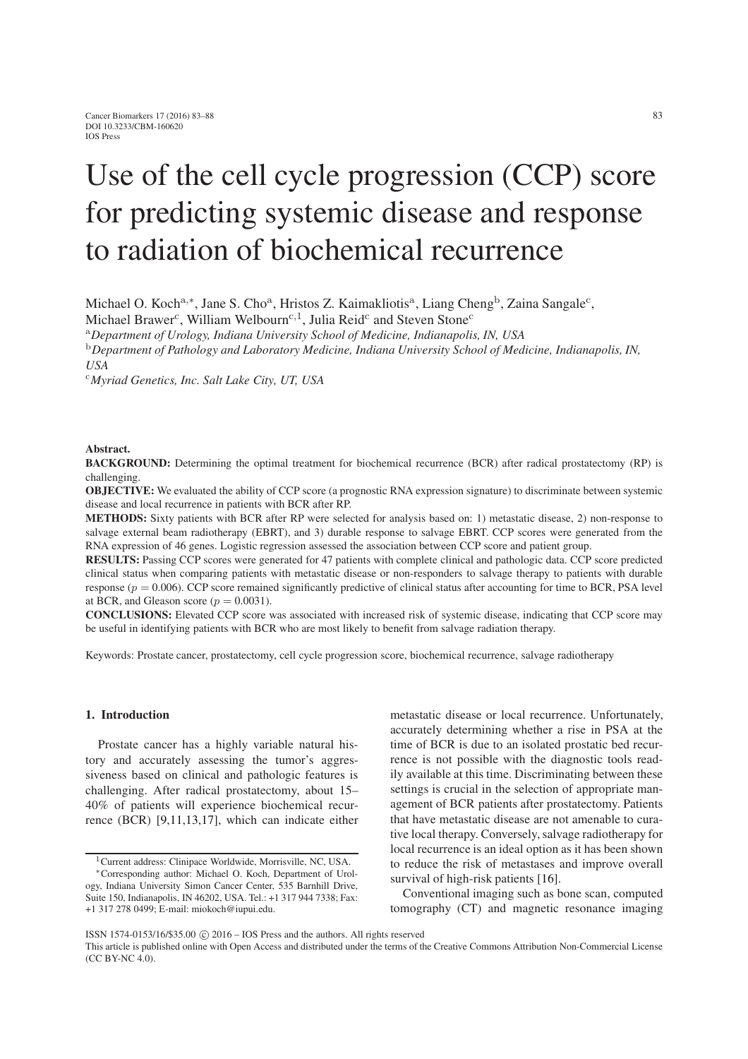# Use of the cell cycle progression (CCP) score for predicting systemic disease and response to radiation of biochemical recurrence

Michael O. Koch[a,*], Jane S. Cho[a], Hristos Z. Kaimakliotis[a], Liang Cheng[b], Zaina Sangale[c], Michael Brawer[c], William Welbourn[c,1], Julia Reid[c] and Steven Stone[c]

[a]*Department of Urology, Indiana University School of Medicine, Indianapolis, IN, USA*

[b]*Department of Pathology and Laboratory Medicine, Indiana University School of Medicine, Indianapolis, IN, USA*

[c]*Myriad Genetics, Inc. Salt Lake City, UT, USA*

**Abstract.**

**BACKGROUND:** Determining the optimal treatment for biochemical recurrence (BCR) after radical prostatectomy (RP) is challenging.

**OBJECTIVE:** We evaluated the ability of CCP score (a prognostic RNA expression signature) to discriminate between systemic disease and local recurrence in patients with BCR after RP.

**METHODS:** Sixty patients with BCR after RP were selected for analysis based on: 1) metastatic disease, 2) non-response to salvage external beam radiotherapy (EBRT), and 3) durable response to salvage EBRT. CCP scores were generated from the RNA expression of 46 genes. Logistic regression assessed the association between CCP score and patient group.

**RESULTS:** Passing CCP scores were generated for 47 patients with complete clinical and pathologic data. CCP score predicted clinical status when comparing patients with metastatic disease or non-responders to salvage therapy to patients with durable response ($p = 0.006$). CCP score remained significantly predictive of clinical status after accounting for time to BCR, PSA level at BCR, and Gleason score ($p = 0.0031$).

**CONCLUSIONS:** Elevated CCP score was associated with increased risk of systemic disease, indicating that CCP score may be useful in identifying patients with BCR who are most likely to benefit from salvage radiation therapy.

Keywords: Prostate cancer, prostatectomy, cell cycle progression score, biochemical recurrence, salvage radiotherapy

## 1. Introduction

Prostate cancer has a highly variable natural history and accurately assessing the tumor's aggressiveness based on clinical and pathologic features is challenging. After radical prostatectomy, about 15–40% of patients will experience biochemical recurrence (BCR) [9,11,13,17], which can indicate either metastatic disease or local recurrence. Unfortunately, accurately determining whether a rise in PSA at the time of BCR is due to an isolated prostatic bed recurrence is not possible with the diagnostic tools readily available at this time. Discriminating between these settings is crucial in the selection of appropriate management of BCR patients after prostatectomy. Patients that have metastatic disease are not amenable to curative local therapy. Conversely, salvage radiotherapy for local recurrence is an ideal option as it has been shown to reduce the risk of metastases and improve overall survival of high-risk patients [16].

Conventional imaging such as bone scan, computed tomography (CT) and magnetic resonance imaging

[1]Current address: Clinipace Worldwide, Morrisville, NC, USA.

*Corresponding author: Michael O. Koch, Department of Urology, Indiana University Simon Cancer Center, 535 Barnhill Drive, Suite 150, Indianapolis, IN 46202, USA. Tel.: +1 317 944 7338; Fax: +1 317 278 0499; E-mail: miokoch@iupui.edu.

ISSN 1574-0153/16/$35.00 © 2016 – IOS Press and the authors. All rights reserved

This article is published online with Open Access and distributed under the terms of the Creative Commons Attribution Non-Commercial License (CC BY-NC 4.0).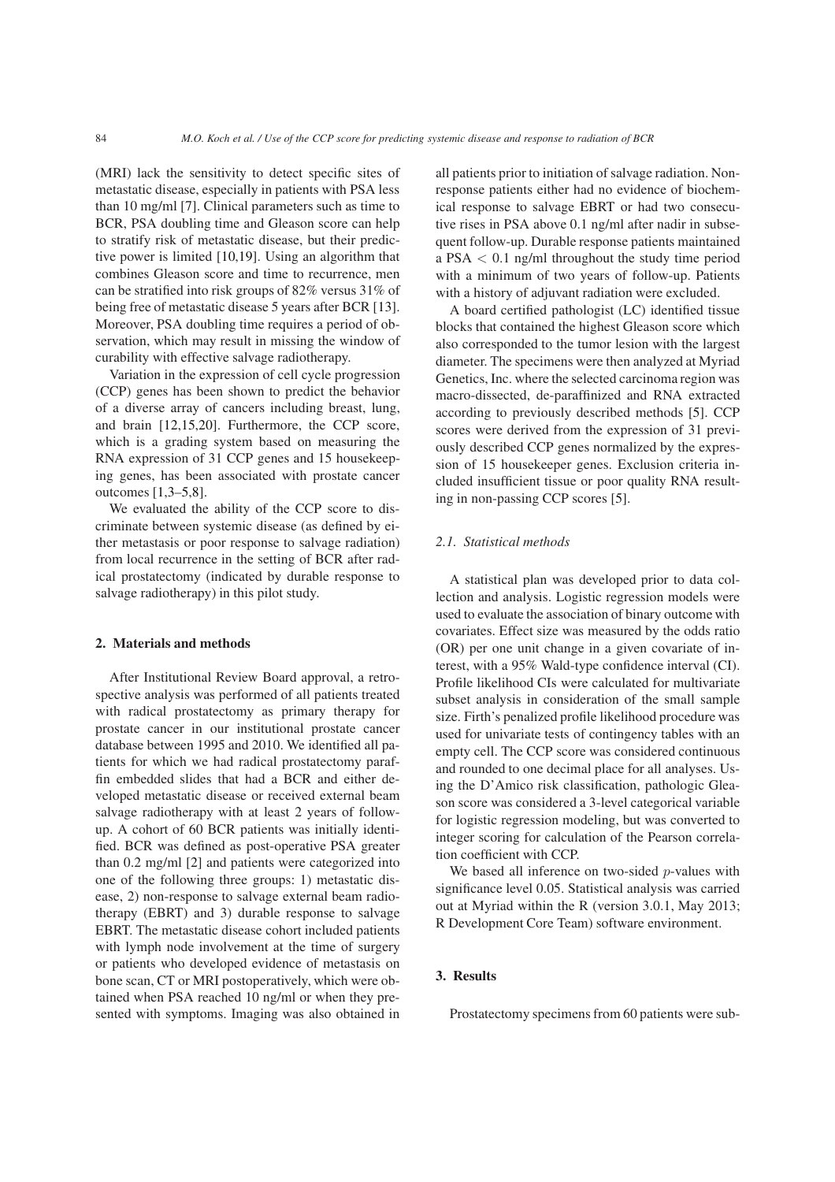(MRI) lack the sensitivity to detect specific sites of metastatic disease, especially in patients with PSA less than 10 mg/ml [7]. Clinical parameters such as time to BCR, PSA doubling time and Gleason score can help to stratify risk of metastatic disease, but their predictive power is limited [10,19]. Using an algorithm that combines Gleason score and time to recurrence, men can be stratified into risk groups of 82% versus 31% of being free of metastatic disease 5 years after BCR [13]. Moreover, PSA doubling time requires a period of observation, which may result in missing the window of curability with effective salvage radiotherapy.

Variation in the expression of cell cycle progression (CCP) genes has been shown to predict the behavior of a diverse array of cancers including breast, lung, and brain [12,15,20]. Furthermore, the CCP score, which is a grading system based on measuring the RNA expression of 31 CCP genes and 15 housekeeping genes, has been associated with prostate cancer outcomes [1,3–5,8].

We evaluated the ability of the CCP score to discriminate between systemic disease (as defined by either metastasis or poor response to salvage radiation) from local recurrence in the setting of BCR after radical prostatectomy (indicated by durable response to salvage radiotherapy) in this pilot study.

## 2. Materials and methods

After Institutional Review Board approval, a retrospective analysis was performed of all patients treated with radical prostatectomy as primary therapy for prostate cancer in our institutional prostate cancer database between 1995 and 2010. We identified all patients for which we had radical prostatectomy paraffin embedded slides that had a BCR and either developed metastatic disease or received external beam salvage radiotherapy with at least 2 years of follow-up. A cohort of 60 BCR patients was initially identified. BCR was defined as post-operative PSA greater than 0.2 mg/ml [2] and patients were categorized into one of the following three groups: 1) metastatic disease, 2) non-response to salvage external beam radiotherapy (EBRT) and 3) durable response to salvage EBRT. The metastatic disease cohort included patients with lymph node involvement at the time of surgery or patients who developed evidence of metastasis on bone scan, CT or MRI postoperatively, which were obtained when PSA reached 10 ng/ml or when they presented with symptoms. Imaging was also obtained in all patients prior to initiation of salvage radiation. Non-response patients either had no evidence of biochemical response to salvage EBRT or had two consecutive rises in PSA above 0.1 ng/ml after nadir in subsequent follow-up. Durable response patients maintained a PSA $< 0.1$ ng/ml throughout the study time period with a minimum of two years of follow-up. Patients with a history of adjuvant radiation were excluded.

A board certified pathologist (LC) identified tissue blocks that contained the highest Gleason score which also corresponded to the tumor lesion with the largest diameter. The specimens were then analyzed at Myriad Genetics, Inc. where the selected carcinoma region was macro-dissected, de-paraffinized and RNA extracted according to previously described methods [5]. CCP scores were derived from the expression of 31 previously described CCP genes normalized by the expression of 15 housekeeper genes. Exclusion criteria included insufficient tissue or poor quality RNA resulting in non-passing CCP scores [5].

### 2.1. Statistical methods

A statistical plan was developed prior to data collection and analysis. Logistic regression models were used to evaluate the association of binary outcome with covariates. Effect size was measured by the odds ratio (OR) per one unit change in a given covariate of interest, with a 95% Wald-type confidence interval (CI). Profile likelihood CIs were calculated for multivariate subset analysis in consideration of the small sample size. Firth's penalized profile likelihood procedure was used for univariate tests of contingency tables with an empty cell. The CCP score was considered continuous and rounded to one decimal place for all analyses. Using the D'Amico risk classification, pathologic Gleason score was considered a 3-level categorical variable for logistic regression modeling, but was converted to integer scoring for calculation of the Pearson correlation coefficient with CCP.

We based all inference on two-sided $p$-values with significance level 0.05. Statistical analysis was carried out at Myriad within the R (version 3.0.1, May 2013; R Development Core Team) software environment.

## 3. Results

Prostatectomy specimens from 60 patients were sub-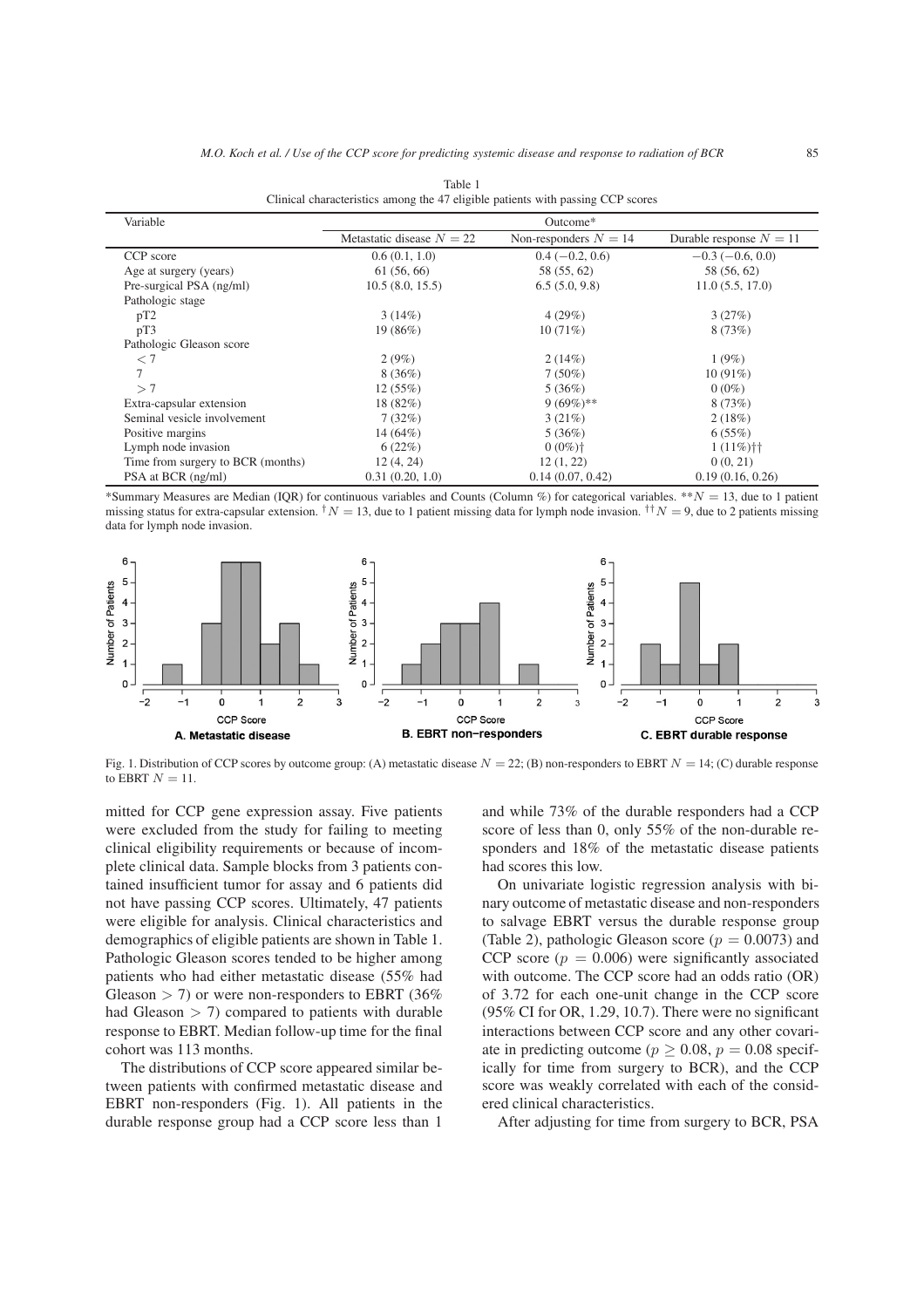Table 1
Clinical characteristics among the 47 eligible patients with passing CCP scores

| Variable | Outcome* | | |
|---|---|---|---|
| | Metastatic disease $N = 22$ | Non-responders $N = 14$ | Durable response $N = 11$ |
| CCP score | 0.6 (0.1, 1.0) | 0.4 (−0.2, 0.6) | −0.3 (−0.6, 0.0) |
| Age at surgery (years) | 61 (56, 66) | 58 (55, 62) | 58 (56, 62) |
| Pre-surgical PSA (ng/ml) | 10.5 (8.0, 15.5) | 6.5 (5.0, 9.8) | 11.0 (5.5, 17.0) |
| Pathologic stage | | | |
| pT2 | 3 (14%) | 4 (29%) | 3 (27%) |
| pT3 | 19 (86%) | 10 (71%) | 8 (73%) |
| Pathologic Gleason score | | | |
| $< 7$ | 2 (9%) | 2 (14%) | 1 (9%) |
| 7 | 8 (36%) | 7 (50%) | 10 (91%) |
| $> 7$ | 12 (55%) | 5 (36%) | 0 (0%) |
| Extra-capsular extension | 18 (82%) | 9 (69%)** | 8 (73%) |
| Seminal vesicle involvement | 7 (32%) | 3 (21%) | 2 (18%) |
| Positive margins | 14 (64%) | 5 (36%) | 6 (55%) |
| Lymph node invasion | 6 (22%) | 0 (0%)† | 1 (11%)†† |
| Time from surgery to BCR (months) | 12 (4, 24) | 12 (1, 22) | 0 (0, 21) |
| PSA at BCR (ng/ml) | 0.31 (0.20, 1.0) | 0.14 (0.07, 0.42) | 0.19 (0.16, 0.26) |

*Summary Measures are Median (IQR) for continuous variables and Counts (Column %) for categorical variables. **$N = 13$, due to 1 patient missing status for extra-capsular extension. †$N = 13$, due to 1 patient missing data for lymph node invasion. ††$N = 9$, due to 2 patients missing data for lymph node invasion.

Number of Patients
CCP Score
A. Metastatic disease
B. EBRT non-responders
C. EBRT durable response

Fig. 1. Distribution of CCP scores by outcome group: (A) metastatic disease $N = 22$; (B) non-responders to EBRT $N = 14$; (C) durable response to EBRT $N = 11$.

mitted for CCP gene expression assay. Five patients were excluded from the study for failing to meeting clinical eligibility requirements or because of incomplete clinical data. Sample blocks from 3 patients contained insufficient tumor for assay and 6 patients did not have passing CCP scores. Ultimately, 47 patients were eligible for analysis. Clinical characteristics and demographics of eligible patients are shown in Table 1. Pathologic Gleason scores tended to be higher among patients who had either metastatic disease (55% had Gleason $> 7$) or were non-responders to EBRT (36% had Gleason $> 7$) compared to patients with durable response to EBRT. Median follow-up time for the final cohort was 113 months.

The distributions of CCP score appeared similar between patients with confirmed metastatic disease and EBRT non-responders (Fig. 1). All patients in the durable response group had a CCP score less than 1 and while 73% of the durable responders had a CCP score of less than 0, only 55% of the non-durable responders and 18% of the metastatic disease patients had scores this low.

On univariate logistic regression analysis with binary outcome of metastatic disease and non-responders to salvage EBRT versus the durable response group (Table 2), pathologic Gleason score ($p = 0.0073$) and CCP score ($p = 0.006$) were significantly associated with outcome. The CCP score had an odds ratio (OR) of 3.72 for each one-unit change in the CCP score (95% CI for OR, 1.29, 10.7). There were no significant interactions between CCP score and any other covariate in predicting outcome ($p \geq 0.08$, $p = 0.08$ specifically for time from surgery to BCR), and the CCP score was weakly correlated with each of the considered clinical characteristics.

After adjusting for time from surgery to BCR, PSA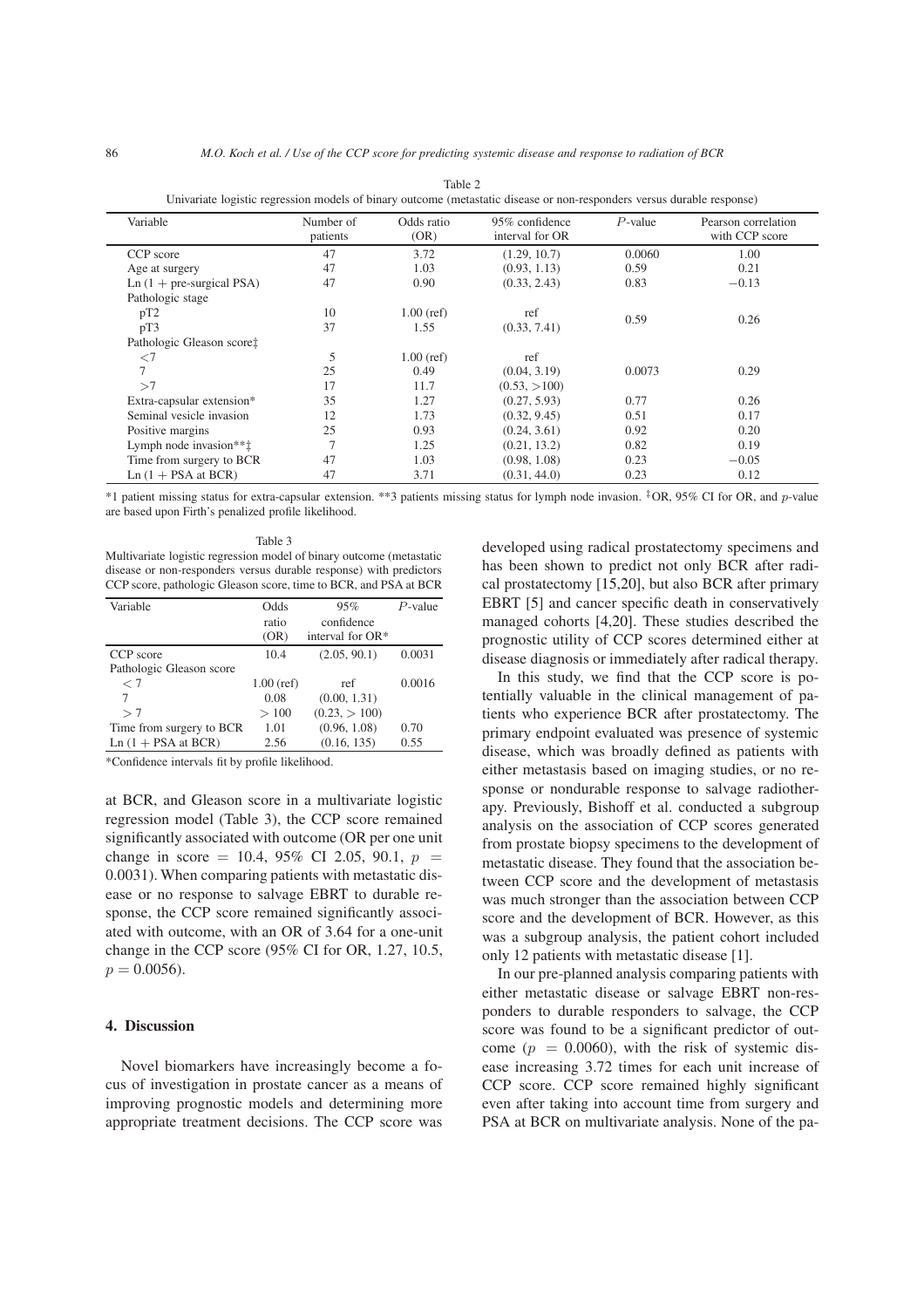Table 2
Univariate logistic regression models of binary outcome (metastatic disease or non-responders versus durable response)

| Variable | Number of patients | Odds ratio (OR) | 95% confidence interval for OR | $P$-value | Pearson correlation with CCP score |
|---|---|---|---|---|---|
| CCP score | 47 | 3.72 | (1.29, 10.7) | 0.0060 | 1.00 |
| Age at surgery | 47 | 1.03 | (0.93, 1.13) | 0.59 | 0.21 |
| Ln (1 + pre-surgical PSA) | 47 | 0.90 | (0.33, 2.43) | 0.83 | −0.13 |
| Pathologic stage | | | | | |
| pT2 | 10 | 1.00 (ref) | ref | 0.59 | 0.26 |
| pT3 | 37 | 1.55 | (0.33, 7.41) | | |
| Pathologic Gleason score‡ | | | | | |
| <7 | 5 | 1.00 (ref) | ref | 0.0073 | 0.29 |
| 7 | 25 | 0.49 | (0.04, 3.19) | | |
| >7 | 17 | 11.7 | (0.53, >100) | | |
| Extra-capsular extension* | 35 | 1.27 | (0.27, 5.93) | 0.77 | 0.26 |
| Seminal vesicle invasion | 12 | 1.73 | (0.32, 9.45) | 0.51 | 0.17 |
| Positive margins | 25 | 0.93 | (0.24, 3.61) | 0.92 | 0.20 |
| Lymph node invasion**‡ | 7 | 1.25 | (0.21, 13.2) | 0.82 | 0.19 |
| Time from surgery to BCR | 47 | 1.03 | (0.98, 1.08) | 0.23 | −0.05 |
| Ln (1 + PSA at BCR) | 47 | 3.71 | (0.31, 44.0) | 0.23 | 0.12 |

*1 patient missing status for extra-capsular extension. **3 patients missing status for lymph node invasion. ‡OR, 95% CI for OR, and $p$-value are based upon Firth's penalized profile likelihood.

Table 3
Multivariate logistic regression model of binary outcome (metastatic disease or non-responders versus durable response) with predictors CCP score, pathologic Gleason score, time to BCR, and PSA at BCR

| Variable | Odds ratio (OR) | 95% confidence interval for OR* | $P$-value |
|---|---|---|---|
| CCP score | 10.4 | (2.05, 90.1) | 0.0031 |
| Pathologic Gleason score | | | |
| < 7 | 1.00 (ref) | ref | 0.0016 |
| 7 | 0.08 | (0.00, 1.31) | |
| > 7 | > 100 | (0.23, > 100) | |
| Time from surgery to BCR | 1.01 | (0.96, 1.08) | 0.70 |
| Ln (1 + PSA at BCR) | 2.56 | (0.16, 135) | 0.55 |

*Confidence intervals fit by profile likelihood.

at BCR, and Gleason score in a multivariate logistic regression model (Table 3), the CCP score remained significantly associated with outcome (OR per one unit change in score = 10.4, 95% CI 2.05, 90.1, $p$ = 0.0031). When comparing patients with metastatic disease or no response to salvage EBRT to durable response, the CCP score remained significantly associated with outcome, with an OR of 3.64 for a one-unit change in the CCP score (95% CI for OR, 1.27, 10.5, $p = 0.0056$).

## 4. Discussion

Novel biomarkers have increasingly become a focus of investigation in prostate cancer as a means of improving prognostic models and determining more appropriate treatment decisions. The CCP score was developed using radical prostatectomy specimens and has been shown to predict not only BCR after radical prostatectomy [15,20], but also BCR after primary EBRT [5] and cancer specific death in conservatively managed cohorts [4,20]. These studies described the prognostic utility of CCP scores determined either at disease diagnosis or immediately after radical therapy.

In this study, we find that the CCP score is potentially valuable in the clinical management of patients who experience BCR after prostatectomy. The primary endpoint evaluated was presence of systemic disease, which was broadly defined as patients with either metastasis based on imaging studies, or no response or nondurable response to salvage radiotherapy. Previously, Bishoff et al. conducted a subgroup analysis on the association of CCP scores generated from prostate biopsy specimens to the development of metastatic disease. They found that the association between CCP score and the development of metastasis was much stronger than the association between CCP score and the development of BCR. However, as this was a subgroup analysis, the patient cohort included only 12 patients with metastatic disease [1].

In our pre-planned analysis comparing patients with either metastatic disease or salvage EBRT non-responders to durable responders to salvage, the CCP score was found to be a significant predictor of outcome ($p$ = 0.0060), with the risk of systemic disease increasing 3.72 times for each unit increase of CCP score. CCP score remained highly significant even after taking into account time from surgery and PSA at BCR on multivariate analysis. None of the pa-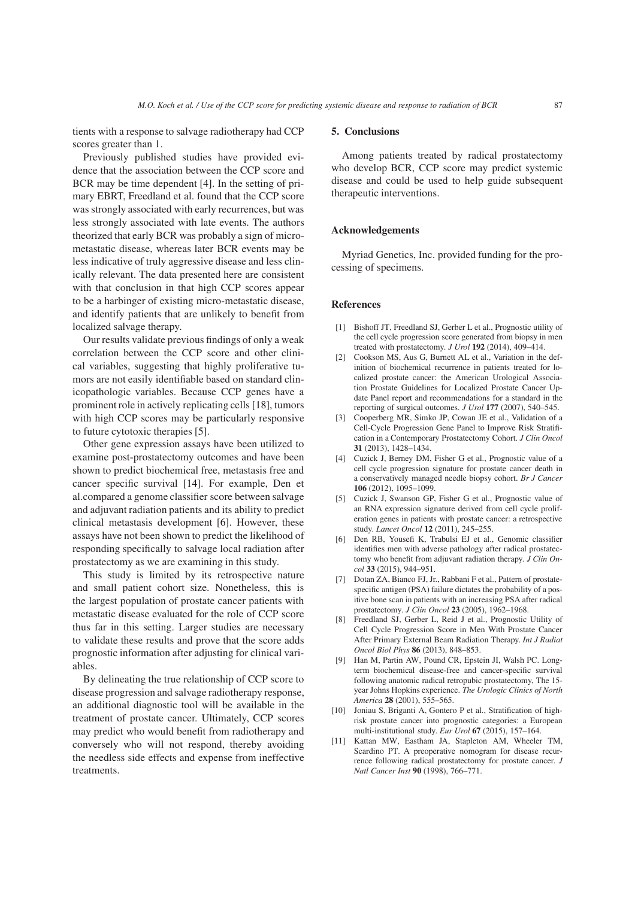tients with a response to salvage radiotherapy had CCP scores greater than 1.

Previously published studies have provided evidence that the association between the CCP score and BCR may be time dependent [4]. In the setting of primary EBRT, Freedland et al. found that the CCP score was strongly associated with early recurrences, but was less strongly associated with late events. The authors theorized that early BCR was probably a sign of micrometastatic disease, whereas later BCR events may be less indicative of truly aggressive disease and less clinically relevant. The data presented here are consistent with that conclusion in that high CCP scores appear to be a harbinger of existing micro-metastatic disease, and identify patients that are unlikely to benefit from localized salvage therapy.

Our results validate previous findings of only a weak correlation between the CCP score and other clinical variables, suggesting that highly proliferative tumors are not easily identifiable based on standard clinicopathologic variables. Because CCP genes have a prominent role in actively replicating cells [18], tumors with high CCP scores may be particularly responsive to future cytotoxic therapies [5].

Other gene expression assays have been utilized to examine post-prostatectomy outcomes and have been shown to predict biochemical free, metastasis free and cancer specific survival [14]. For example, Den et al.compared a genome classifier score between salvage and adjuvant radiation patients and its ability to predict clinical metastasis development [6]. However, these assays have not been shown to predict the likelihood of responding specifically to salvage local radiation after prostatectomy as we are examining in this study.

This study is limited by its retrospective nature and small patient cohort size. Nonetheless, this is the largest population of prostate cancer patients with metastatic disease evaluated for the role of CCP score thus far in this setting. Larger studies are necessary to validate these results and prove that the score adds prognostic information after adjusting for clinical variables.

By delineating the true relationship of CCP score to disease progression and salvage radiotherapy response, an additional diagnostic tool will be available in the treatment of prostate cancer. Ultimately, CCP scores may predict who would benefit from radiotherapy and conversely who will not respond, thereby avoiding the needless side effects and expense from ineffective treatments.

## 5. Conclusions

Among patients treated by radical prostatectomy who develop BCR, CCP score may predict systemic disease and could be used to help guide subsequent therapeutic interventions.

## Acknowledgements

Myriad Genetics, Inc. provided funding for the processing of specimens.

## References

[1] Bishoff JT, Freedland SJ, Gerber L et al., Prognostic utility of the cell cycle progression score generated from biopsy in men treated with prostatectomy. *J Urol* **192** (2014), 409–414.

[2] Cookson MS, Aus G, Burnett AL et al., Variation in the definition of biochemical recurrence in patients treated for localized prostate cancer: the American Urological Association Prostate Guidelines for Localized Prostate Cancer Update Panel report and recommendations for a standard in the reporting of surgical outcomes. *J Urol* **177** (2007), 540–545.

[3] Cooperberg MR, Simko JP, Cowan JE et al., Validation of a Cell-Cycle Progression Gene Panel to Improve Risk Stratification in a Contemporary Prostatectomy Cohort. *J Clin Oncol* **31** (2013), 1428–1434.

[4] Cuzick J, Berney DM, Fisher G et al., Prognostic value of a cell cycle progression signature for prostate cancer death in a conservatively managed needle biopsy cohort. *Br J Cancer* **106** (2012), 1095–1099.

[5] Cuzick J, Swanson GP, Fisher G et al., Prognostic value of an RNA expression signature derived from cell cycle proliferation genes in patients with prostate cancer: a retrospective study. *Lancet Oncol* **12** (2011), 245–255.

[6] Den RB, Yousefi K, Trabulsi EJ et al., Genomic classifier identifies men with adverse pathology after radical prostatectomy who benefit from adjuvant radiation therapy. *J Clin Oncol* **33** (2015), 944–951.

[7] Dotan ZA, Bianco FJ, Jr., Rabbani F et al., Pattern of prostate-specific antigen (PSA) failure dictates the probability of a positive bone scan in patients with an increasing PSA after radical prostatectomy. *J Clin Oncol* **23** (2005), 1962–1968.

[8] Freedland SJ, Gerber L, Reid J et al., Prognostic Utility of Cell Cycle Progression Score in Men With Prostate Cancer After Primary External Beam Radiation Therapy. *Int J Radiat Oncol Biol Phys* **86** (2013), 848–853.

[9] Han M, Partin AW, Pound CR, Epstein JI, Walsh PC. Long-term biochemical disease-free and cancer-specific survival following anatomic radical retropubic prostatectomy, The 15-year Johns Hopkins experience. *The Urologic Clinics of North America* **28** (2001), 555–565.

[10] Joniau S, Briganti A, Gontero P et al., Stratification of high-risk prostate cancer into prognostic categories: a European multi-institutional study. *Eur Urol* **67** (2015), 157–164.

[11] Kattan MW, Eastham JA, Stapleton AM, Wheeler TM, Scardino PT. A preoperative nomogram for disease recurrence following radical prostatectomy for prostate cancer. *J Natl Cancer Inst* **90** (1998), 766–771.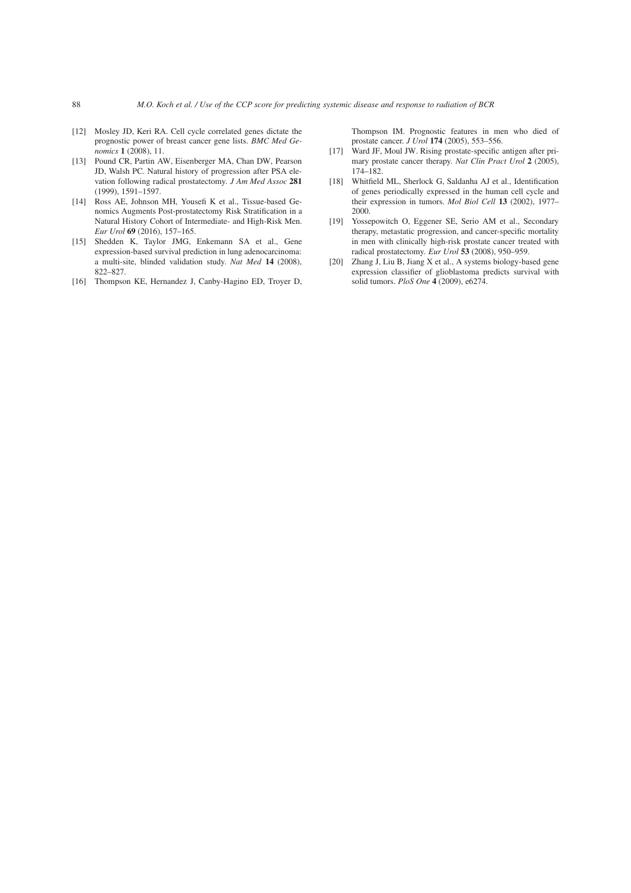[12] Mosley JD, Keri RA. Cell cycle correlated genes dictate the prognostic power of breast cancer gene lists. *BMC Med Genomics* **1** (2008), 11.

[13] Pound CR, Partin AW, Eisenberger MA, Chan DW, Pearson JD, Walsh PC. Natural history of progression after PSA elevation following radical prostatectomy. *J Am Med Assoc* **281** (1999), 1591–1597.

[14] Ross AE, Johnson MH, Yousefi K et al., Tissue-based Genomics Augments Post-prostatectomy Risk Stratification in a Natural History Cohort of Intermediate- and High-Risk Men. *Eur Urol* **69** (2016), 157–165.

[15] Shedden K, Taylor JMG, Enkemann SA et al., Gene expression-based survival prediction in lung adenocarcinoma: a multi-site, blinded validation study. *Nat Med* **14** (2008), 822–827.

[16] Thompson KE, Hernandez J, Canby-Hagino ED, Troyer D, Thompson IM. Prognostic features in men who died of prostate cancer. *J Urol* **174** (2005), 553–556.

[17] Ward JF, Moul JW. Rising prostate-specific antigen after primary prostate cancer therapy. *Nat Clin Pract Urol* **2** (2005), 174–182.

[18] Whitfield ML, Sherlock G, Saldanha AJ et al., Identification of genes periodically expressed in the human cell cycle and their expression in tumors. *Mol Biol Cell* **13** (2002), 1977–2000.

[19] Yossepowitch O, Eggener SE, Serio AM et al., Secondary therapy, metastatic progression, and cancer-specific mortality in men with clinically high-risk prostate cancer treated with radical prostatectomy. *Eur Urol* **53** (2008), 950–959.

[20] Zhang J, Liu B, Jiang X et al., A systems biology-based gene expression classifier of glioblastoma predicts survival with solid tumors. *PloS One* **4** (2009), e6274.